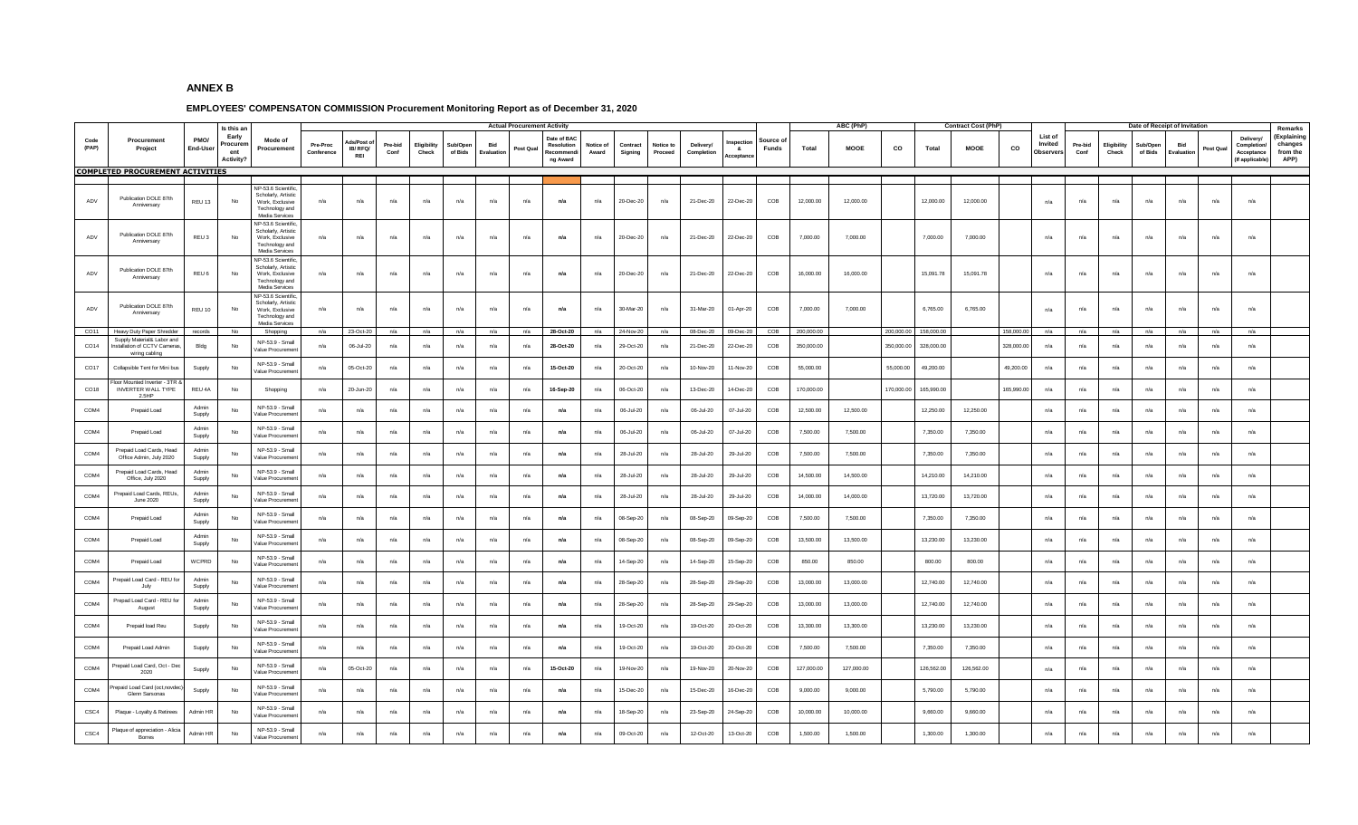# ANNEX B

## EMPLOYEES' COMPENSATON COMMISSION Procurement Monitoring Report as of December 31, 2020

| Code (PAP) | Procurement Project | PMO/ End-User | Is this an Early Procurement Activity? | Mode of Procurement | Actual Procurement Activity | | | | | | | | | | | | | | Source of Funds | ABC (PhP) | | | Contract Cost (PhP) | | | List of Invited Observers | Date of Receipt of Invitation | | | | | | | Remarks (Explaining changes from the APP) |
|---|---|---|---|---|---|---|---|---|---|---|---|---|---|---|---|---|---|---|---|---|---|---|---|---|---|---|---|---|---|---|---|---|---|---|
| | | | | | Pre-Proc Conference | Ads/Post of IB/ RFQ/ REI | Pre-bid Conf | Eligibility Check | Sub/Open of Bids | Bid Evaluation | Post Qual | Date of BAC Resolution Recommending Award | Notice of Award | Contract Signing | Notice to Proceed | Delivery/ Completion | Inspection & Acceptance | | | Total | MOOE | CO | Total | MOOE | CO | | Pre-bid Conf | Eligibility Check | Sub/Open of Bids | Bid Evaluation | Post Qual | Delivery/ Completion/ Acceptance (If applicable) | |
| **COMPLETED PROCUREMENT ACTIVITIES** | | | | | | | | | | | | | | | | | | | | | | | | | | | | | | | | | |
| ADV | Publication DOLE 87th Anniversary | REU 13 | No | NP-53.6 Scientific, Scholarly, Artistic Work, Exclusive Technology and Media Services | n/a | n/a | n/a | n/a | n/a | n/a | n/a | n/a | n/a | 20-Dec-20 | n/a | 21-Dec-20 | 22-Dec-20 | COB | 12,000.00 | 12,000.00 | | 12,000.00 | 12,000.00 | | n/a | n/a | n/a | n/a | n/a | n/a | n/a | |
| ADV | Publication DOLE 87th Anniversary | REU 3 | No | NP-53.6 Scientific, Scholarly, Artistic Work, Exclusive Technology and Media Services | n/a | n/a | n/a | n/a | n/a | n/a | n/a | n/a | n/a | 20-Dec-20 | n/a | 21-Dec-20 | 22-Dec-20 | COB | 7,000.00 | 7,000.00 | | 7,000.00 | 7,000.00 | | n/a | n/a | n/a | n/a | n/a | n/a | n/a | |
| ADV | Publication DOLE 87th Anniversary | REU 6 | No | NP-53.6 Scientific, Scholarly, Artistic Work, Exclusive Technology and Media Services | n/a | n/a | n/a | n/a | n/a | n/a | n/a | n/a | n/a | 20-Dec-20 | n/a | 21-Dec-20 | 22-Dec-20 | COB | 16,000.00 | 16,000.00 | | 15,091.78 | 15,091.78 | | n/a | n/a | n/a | n/a | n/a | n/a | n/a | |
| ADV | Publication DOLE 87th Anniversary | REU 10 | No | NP-53.6 Scientific, Scholarly, Artistic Work, Exclusive Technology and Media Services | n/a | n/a | n/a | n/a | n/a | n/a | n/a | n/a | n/a | 30-Mar-20 | n/a | 31-Mar-20 | 01-Apr-20 | COB | 7,000.00 | 7,000.00 | | 6,765.00 | 6,765.00 | | n/a | n/a | n/a | n/a | n/a | n/a | n/a | |
| CO11 | Heavy Duty Paper Shredder | records | No | Shopping | n/a | 23-Oct-20 | n/a | n/a | n/a | n/a | n/a | 28-Oct-20 | n/a | 24-Nov-20 | n/a | 08-Dec-20 | 09-Dec-20 | COB | 200,000.00 | | 200,000.00 | 158,000.00 | | 158,000.00 | n/a | n/a | n/a | n/a | n/a | n/a | n/a | |
| CO14 | Supply Materials Labor and Installation of CCTV Cameras, wiring cabling | Bldg | No | NP-53.9 - Small Value Procurement | n/a | 06-Jul-20 | n/a | n/a | n/a | n/a | n/a | 28-Oct-20 | n/a | 29-Oct-20 | n/a | 21-Dec-20 | 22-Dec-20 | COB | 350,000.00 | | 350,000.00 | 328,000.00 | | 328,000.00 | n/a | n/a | n/a | n/a | n/a | n/a | n/a | |
| CO17 | Collapsible Tent for Mini bus | Supply | No | NP-53.9 - Small Value Procurement | n/a | 05-Oct-20 | n/a | n/a | n/a | n/a | n/a | 15-Oct-20 | n/a | 20-Oct-20 | n/a | 10-Nov-20 | 11-Nov-20 | COB | 55,000.00 | | 55,000.00 | 49,200.00 | | 49,200.00 | n/a | n/a | n/a | n/a | n/a | n/a | n/a | |
| CO18 | Floor Mounted Inverter - 3TR & INVERTER WALL TYPE 2.5HP | REU 4A | No | Shopping | n/a | 20-Jun-20 | n/a | n/a | n/a | n/a | n/a | 16-Sep-20 | n/a | 06-Oct-20 | n/a | 13-Dec-20 | 14-Dec-20 | COB | 170,000.00 | | 170,000.00 | 165,990.00 | | 165,990.00 | n/a | n/a | n/a | n/a | n/a | n/a | n/a | |
| COM4 | Prepaid Load | Admin Supply | No | NP-53.9 - Small Value Procurement | n/a | n/a | n/a | n/a | n/a | n/a | n/a | n/a | n/a | 06-Jul-20 | n/a | 06-Jul-20 | 07-Jul-20 | COB | 12,500.00 | 12,500.00 | | 12,250.00 | 12,250.00 | | n/a | n/a | n/a | n/a | n/a | n/a | n/a | |
| COM4 | Prepaid Load | Admin Supply | No | NP-53.9 - Small Value Procurement | n/a | n/a | n/a | n/a | n/a | n/a | n/a | n/a | n/a | 06-Jul-20 | n/a | 06-Jul-20 | 07-Jul-20 | COB | 7,500.00 | 7,500.00 | | 7,350.00 | 7,350.00 | | n/a | n/a | n/a | n/a | n/a | n/a | n/a | |
| COM4 | Prepaid Load Cards, Head Office Admin, July 2020 | Admin Supply | No | NP-53.9 - Small Value Procurement | n/a | n/a | n/a | n/a | n/a | n/a | n/a | n/a | n/a | 28-Jul-20 | n/a | 28-Jul-20 | 29-Jul-20 | COB | 7,500.00 | 7,500.00 | | 7,350.00 | 7,350.00 | | n/a | n/a | n/a | n/a | n/a | n/a | n/a | |
| COM4 | Prepaid Load Cards, Head Office, July 2020 | Admin Supply | No | NP-53.9 - Small Value Procurement | n/a | n/a | n/a | n/a | n/a | n/a | n/a | n/a | n/a | 28-Jul-20 | n/a | 28-Jul-20 | 29-Jul-20 | COB | 14,500.00 | 14,500.00 | | 14,210.00 | 14,210.00 | | n/a | n/a | n/a | n/a | n/a | n/a | n/a | |
| COM4 | Prepaid Load Cards, REUs, June 2020 | Admin Supply | No | NP-53.9 - Small Value Procurement | n/a | n/a | n/a | n/a | n/a | n/a | n/a | n/a | n/a | 28-Jul-20 | n/a | 28-Jul-20 | 29-Jul-20 | COB | 14,000.00 | 14,000.00 | | 13,720.00 | 13,720.00 | | n/a | n/a | n/a | n/a | n/a | n/a | n/a | |
| COM4 | Prepaid Load | Admin Supply | No | NP-53.9 - Small Value Procurement | n/a | n/a | n/a | n/a | n/a | n/a | n/a | n/a | n/a | 08-Sep-20 | n/a | 08-Sep-20 | 09-Sep-20 | COB | 7,500.00 | 7,500.00 | | 7,350.00 | 7,350.00 | | n/a | n/a | n/a | n/a | n/a | n/a | n/a | |
| COM4 | Prepaid Load | Admin Supply | No | NP-53.9 - Small Value Procurement | n/a | n/a | n/a | n/a | n/a | n/a | n/a | n/a | n/a | 08-Sep-20 | n/a | 08-Sep-20 | 09-Sep-20 | COB | 13,500.00 | 13,500.00 | | 13,230.00 | 13,230.00 | | n/a | n/a | n/a | n/a | n/a | n/a | n/a | |
| COM4 | Prepaid Load | WCPRD | No | NP-53.9 - Small Value Procurement | n/a | n/a | n/a | n/a | n/a | n/a | n/a | n/a | n/a | 14-Sep-20 | n/a | 14-Sep-20 | 15-Sep-20 | COB | 850.00 | 850.00 | | 800.00 | 800.00 | | n/a | n/a | n/a | n/a | n/a | n/a | n/a | |
| COM4 | Prepaid Load Card - REU for July | Admin Supply | No | NP-53.9 - Small Value Procurement | n/a | n/a | n/a | n/a | n/a | n/a | n/a | n/a | n/a | 28-Sep-20 | n/a | 28-Sep-20 | 29-Sep-20 | COB | 13,000.00 | 13,000.00 | | 12,740.00 | 12,740.00 | | n/a | n/a | n/a | n/a | n/a | n/a | n/a | |
| COM4 | Prepaid Load Card - REU for August | Admin Supply | No | NP-53.9 - Small Value Procurement | n/a | n/a | n/a | n/a | n/a | n/a | n/a | n/a | n/a | 28-Sep-20 | n/a | 28-Sep-20 | 29-Sep-20 | COB | 13,000.00 | 13,000.00 | | 12,740.00 | 12,740.00 | | n/a | n/a | n/a | n/a | n/a | n/a | n/a | |
| COM4 | Prepaid load Reu | Supply | No | NP-53.9 - Small Value Procurement | n/a | n/a | n/a | n/a | n/a | n/a | n/a | n/a | n/a | 19-Oct-20 | n/a | 19-Oct-20 | 20-Oct-20 | COB | 13,300.00 | 13,300.00 | | 13,230.00 | 13,230.00 | | n/a | n/a | n/a | n/a | n/a | n/a | n/a | |
| COM4 | Prepaid Load Admin | Supply | No | NP-53.9 - Small Value Procurement | n/a | n/a | n/a | n/a | n/a | n/a | n/a | n/a | n/a | 19-Oct-20 | n/a | 19-Oct-20 | 20-Oct-20 | COB | 7,500.00 | 7,500.00 | | 7,350.00 | 7,350.00 | | n/a | n/a | n/a | n/a | n/a | n/a | n/a | |
| COM4 | Prepaid Load Card, Oct - Dec 2020 | Supply | No | NP-53.9 - Small Value Procurement | n/a | 05-Oct-20 | n/a | n/a | n/a | n/a | n/a | 15-Oct-20 | n/a | 19-Nov-20 | n/a | 19-Nov-20 | 20-Nov-20 | COB | 127,000.00 | 127,000.00 | | 126,562.00 | 126,562.00 | | n/a | n/a | n/a | n/a | n/a | n/a | n/a | |
| COM4 | Prepaid Load Card (oct,novdec) Glenn Sansonas | Supply | No | NP-53.9 - Small Value Procurement | n/a | n/a | n/a | n/a | n/a | n/a | n/a | n/a | n/a | 15-Dec-20 | n/a | 15-Dec-20 | 16-Dec-20 | COB | 9,000.00 | 9,000.00 | | 5,790.00 | 5,790.00 | | n/a | n/a | n/a | n/a | n/a | n/a | n/a | |
| CSC4 | Plaque - Loyalty & Retirees | Admin HR | No | NP-53.9 - Small Value Procurement | n/a | n/a | n/a | n/a | n/a | n/a | n/a | n/a | n/a | 18-Sep-20 | n/a | 23-Sep-20 | 24-Sep-20 | COB | 10,000.00 | 10,000.00 | | 9,660.00 | 9,660.00 | | n/a | n/a | n/a | n/a | n/a | n/a | n/a | |
| CSC4 | Plaque of appreciation - Alicia Bornes | Admin HR | No | NP-53.9 - Small Value Procurement | n/a | n/a | n/a | n/a | n/a | n/a | n/a | n/a | n/a | 09-Oct-20 | n/a | 12-Oct-20 | 13-Oct-20 | COB | 1,500.00 | 1,500.00 | | 1,300.00 | 1,300.00 | | n/a | n/a | n/a | n/a | n/a | n/a | n/a | |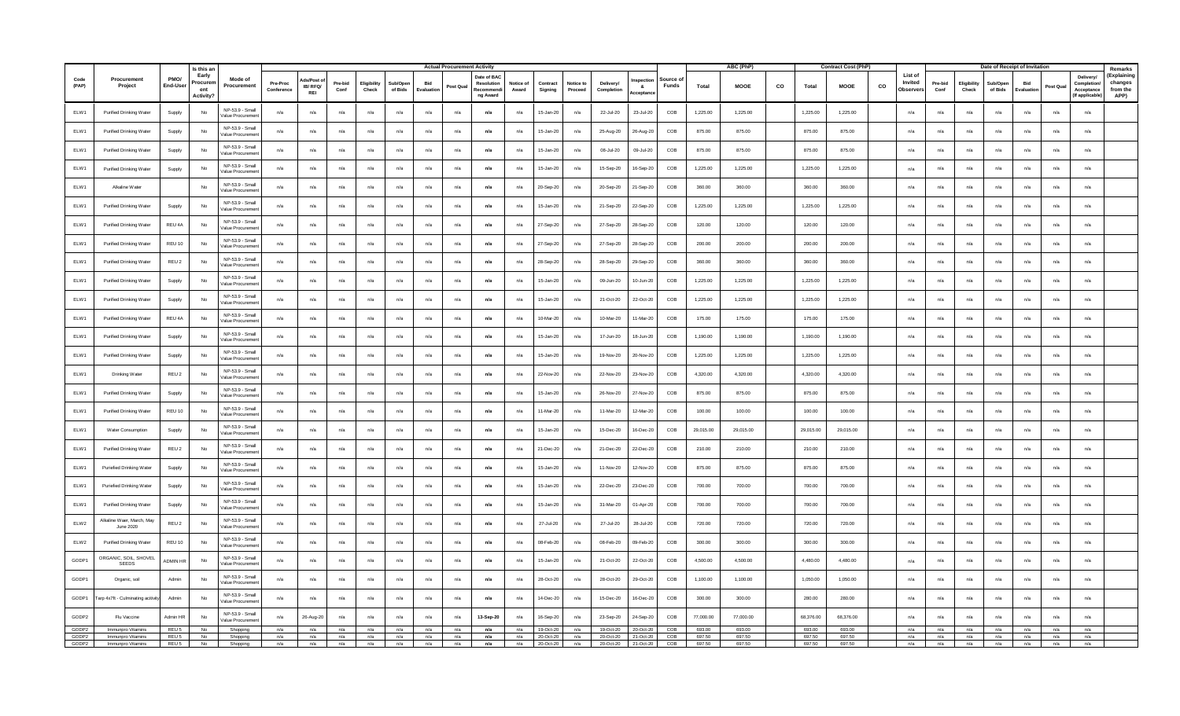| Code (PAP) | Procurement Project | PMO/ End-User | Is this an Early Procurement Activity? | Mode of Procurement | Actual Procurement Activity | | | | | | | | | | | | | | Source of Funds | ABC (PhP) | | | Contract Cost (PhP) | | | List of Invited Observers | Date of Receipt of Invitation | | | | | | | Remarks (Explaining changes from the APP) |
|---|---|---|---|---|---|---|---|---|---|---|---|---|---|---|---|---|---|---|---|---|---|---|---|---|---|---|---|---|---|---|---|---|---|---|
| | | | | | Pre-Proc Conference | Ads/Post of IB/ RFQ/ REI | Pre-bid Conf | Eligibility Check | Sub/Open of Bids | Bid Evaluation | Post Qual | Date of BAC Resolution Recommending Award | Notice of Award | Contract Signing | Notice to Proceed | Delivery/ Completion | Inspection & Acceptance | | Total | MOOE | CO | Total | MOOE | CO | | Pre-bid Conf | Eligibility Check | Sub/Open of Bids | Bid Evaluation | Post Qual | Delivery/ Completion/ Acceptance (If applicable) | |
| ELW1 | Purified Drinking Water | Supply | No | NP-53.9 - Small Value Procurement | n/a | n/a | n/a | n/a | n/a | n/a | n/a | n/a | n/a | 15-Jan-20 | n/a | 22-Jul-20 | 23-Jul-20 | COB | 1,225.00 | 1,225.00 | | 1,225.00 | 1,225.00 | | n/a | n/a | n/a | n/a | n/a | n/a | n/a | |
| ELW1 | Purified Drinking Water | Supply | No | NP-53.9 - Small Value Procurement | n/a | n/a | n/a | n/a | n/a | n/a | n/a | n/a | n/a | 15-Jan-20 | n/a | 25-Aug-20 | 26-Aug-20 | COB | 875.00 | 875.00 | | 875.00 | 875.00 | | n/a | n/a | n/a | n/a | n/a | n/a | n/a | |
| ELW1 | Purified Drinking Water | Supply | No | NP-53.9 - Small Value Procurement | n/a | n/a | n/a | n/a | n/a | n/a | n/a | n/a | n/a | 15-Jan-20 | n/a | 08-Jul-20 | 09-Jul-20 | COB | 875.00 | 875.00 | | 875.00 | 875.00 | | n/a | n/a | n/a | n/a | n/a | n/a | n/a | |
| ELW1 | Purified Drinking Water | Supply | No | NP-53.9 - Small Value Procurement | n/a | n/a | n/a | n/a | n/a | n/a | n/a | n/a | n/a | 15-Jan-20 | n/a | 15-Sep-20 | 16-Sep-20 | COB | 1,225.00 | 1,225.00 | | 1,225.00 | 1,225.00 | | n/a | n/a | n/a | n/a | n/a | n/a | n/a | |
| ELW1 | Alkaline Water | | No | NP-53.9 - Small Value Procurement | n/a | n/a | n/a | n/a | n/a | n/a | n/a | n/a | n/a | 20-Sep-20 | n/a | 20-Sep-20 | 21-Sep-20 | COB | 360.00 | 360.00 | | 360.00 | 360.00 | | n/a | n/a | n/a | n/a | n/a | n/a | n/a | |
| ELW1 | Purified Drinking Water | Supply | No | NP-53.9 - Small Value Procurement | n/a | n/a | n/a | n/a | n/a | n/a | n/a | n/a | n/a | 15-Jan-20 | n/a | 21-Sep-20 | 22-Sep-20 | COB | 1,225.00 | 1,225.00 | | 1,225.00 | 1,225.00 | | n/a | n/a | n/a | n/a | n/a | n/a | n/a | |
| ELW1 | Purified Drinking Water | REU 4A | No | NP-53.9 - Small Value Procurement | n/a | n/a | n/a | n/a | n/a | n/a | n/a | n/a | n/a | 27-Sep-20 | n/a | 27-Sep-20 | 28-Sep-20 | COB | 120.00 | 120.00 | | 120.00 | 120.00 | | n/a | n/a | n/a | n/a | n/a | n/a | n/a | |
| ELW1 | Purified Drinking Water | REU 10 | No | NP-53.9 - Small Value Procurement | n/a | n/a | n/a | n/a | n/a | n/a | n/a | n/a | n/a | 27-Sep-20 | n/a | 27-Sep-20 | 28-Sep-20 | COB | 200.00 | 200.00 | | 200.00 | 200.00 | | n/a | n/a | n/a | n/a | n/a | n/a | n/a | |
| ELW1 | Purified Drinking Water | REU 2 | No | NP-53.9 - Small Value Procurement | n/a | n/a | n/a | n/a | n/a | n/a | n/a | n/a | n/a | 28-Sep-20 | n/a | 28-Sep-20 | 29-Sep-20 | COB | 360.00 | 360.00 | | 360.00 | 360.00 | | n/a | n/a | n/a | n/a | n/a | n/a | n/a | |
| ELW1 | Purified Drinking Water | Supply | No | NP-53.9 - Small Value Procurement | n/a | n/a | n/a | n/a | n/a | n/a | n/a | n/a | n/a | 15-Jan-20 | n/a | 09-Jun-20 | 10-Jun-20 | COB | 1,225.00 | 1,225.00 | | 1,225.00 | 1,225.00 | | n/a | n/a | n/a | n/a | n/a | n/a | n/a | |
| ELW1 | Purified Drinking Water | Supply | No | NP-53.9 - Small Value Procurement | n/a | n/a | n/a | n/a | n/a | n/a | n/a | n/a | n/a | 15-Jan-20 | n/a | 21-Oct-20 | 22-Oct-20 | COB | 1,225.00 | 1,225.00 | | 1,225.00 | 1,225.00 | | n/a | n/a | n/a | n/a | n/a | n/a | n/a | |
| ELW1 | Purified Drinking Water | REU 4A | No | NP-53.9 - Small Value Procurement | n/a | n/a | n/a | n/a | n/a | n/a | n/a | n/a | n/a | 10-Mar-20 | n/a | 10-Mar-20 | 11-Mar-20 | COB | 175.00 | 175.00 | | 175.00 | 175.00 | | n/a | n/a | n/a | n/a | n/a | n/a | n/a | |
| ELW1 | Purified Drinking Water | Supply | No | NP-53.9 - Small Value Procurement | n/a | n/a | n/a | n/a | n/a | n/a | n/a | n/a | n/a | 15-Jan-20 | n/a | 17-Jun-20 | 18-Jun-20 | COB | 1,190.00 | 1,190.00 | | 1,190.00 | 1,190.00 | | n/a | n/a | n/a | n/a | n/a | n/a | n/a | |
| ELW1 | Purified Drinking Water | Supply | No | NP-53.9 - Small Value Procurement | n/a | n/a | n/a | n/a | n/a | n/a | n/a | n/a | n/a | 15-Jan-20 | n/a | 19-Nov-20 | 20-Nov-20 | COB | 1,225.00 | 1,225.00 | | 1,225.00 | 1,225.00 | | n/a | n/a | n/a | n/a | n/a | n/a | n/a | |
| ELW1 | Drinking Water | REU 2 | No | NP-53.9 - Small Value Procurement | n/a | n/a | n/a | n/a | n/a | n/a | n/a | n/a | n/a | 22-Nov-20 | n/a | 22-Nov-20 | 23-Nov-20 | COB | 4,320.00 | 4,320.00 | | 4,320.00 | 4,320.00 | | n/a | n/a | n/a | n/a | n/a | n/a | n/a | |
| ELW1 | Purified Drinking Water | Supply | No | NP-53.9 - Small Value Procurement | n/a | n/a | n/a | n/a | n/a | n/a | n/a | n/a | n/a | 15-Jan-20 | n/a | 26-Nov-20 | 27-Nov-20 | COB | 875.00 | 875.00 | | 875.00 | 875.00 | | n/a | n/a | n/a | n/a | n/a | n/a | n/a | |
| ELW1 | Purified Drinking Water | REU 10 | No | NP-53.9 - Small Value Procurement | n/a | n/a | n/a | n/a | n/a | n/a | n/a | n/a | n/a | 11-Mar-20 | n/a | 11-Mar-20 | 12-Mar-20 | COB | 100.00 | 100.00 | | 100.00 | 100.00 | | n/a | n/a | n/a | n/a | n/a | n/a | n/a | |
| ELW1 | Water Consumption | Supply | No | NP-53.9 - Small Value Procurement | n/a | n/a | n/a | n/a | n/a | n/a | n/a | n/a | n/a | 15-Jan-20 | n/a | 15-Dec-20 | 16-Dec-20 | COB | 29,015.00 | 29,015.00 | | 29,015.00 | 29,015.00 | | n/a | n/a | n/a | n/a | n/a | n/a | n/a | |
| ELW1 | Purified Drinking Water | REU 2 | No | NP-53.9 - Small Value Procurement | n/a | n/a | n/a | n/a | n/a | n/a | n/a | n/a | n/a | 21-Dec-20 | n/a | 21-Dec-20 | 22-Dec-20 | COB | 210.00 | 210.00 | | 210.00 | 210.00 | | n/a | n/a | n/a | n/a | n/a | n/a | n/a | |
| ELW1 | Purefied Drinking Water | Supply | No | NP-53.9 - Small Value Procurement | n/a | n/a | n/a | n/a | n/a | n/a | n/a | n/a | n/a | 15-Jan-20 | n/a | 11-Nov-20 | 12-Nov-20 | COB | 875.00 | 875.00 | | 875.00 | 875.00 | | n/a | n/a | n/a | n/a | n/a | n/a | n/a | |
| ELW1 | Purefied Drinking Water | Supply | No | NP-53.9 - Small Value Procurement | n/a | n/a | n/a | n/a | n/a | n/a | n/a | n/a | n/a | 15-Jan-20 | n/a | 22-Dec-20 | 23-Dec-20 | COB | 700.00 | 700.00 | | 700.00 | 700.00 | | n/a | n/a | n/a | n/a | n/a | n/a | n/a | |
| ELW1 | Purified Drinking Water | Supply | No | NP-53.9 - Small Value Procurement | n/a | n/a | n/a | n/a | n/a | n/a | n/a | n/a | n/a | 15-Jan-20 | n/a | 31-Mar-20 | 01-Apr-20 | COB | 700.00 | 700.00 | | 700.00 | 700.00 | | n/a | n/a | n/a | n/a | n/a | n/a | n/a | |
| ELW2 | Alkaline Waer, March, May June 2020 | REU 2 | No | NP-53.9 - Small Value Procurement | n/a | n/a | n/a | n/a | n/a | n/a | n/a | n/a | n/a | 27-Jul-20 | n/a | 27-Jul-20 | 28-Jul-20 | COB | 720.00 | 720.00 | | 720.00 | 720.00 | | n/a | n/a | n/a | n/a | n/a | n/a | n/a | |
| ELW2 | Purified Drinking Water | REU 10 | No | NP-53.9 - Small Value Procurement | n/a | n/a | n/a | n/a | n/a | n/a | n/a | n/a | n/a | 08-Feb-20 | n/a | 08-Feb-20 | 09-Feb-20 | COB | 300.00 | 300.00 | | 300.00 | 300.00 | | n/a | n/a | n/a | n/a | n/a | n/a | n/a | |
| GODP1 | ORGANIC, SOIL, SHOVEL SEEDS | ADMIN HR | No | NP-53.9 - Small Value Procurement | n/a | n/a | n/a | n/a | n/a | n/a | n/a | n/a | n/a | 15-Jan-20 | n/a | 21-Oct-20 | 22-Oct-20 | COB | 4,500.00 | 4,500.00 | | 4,480.00 | 4,480.00 | | n/a | n/a | n/a | n/a | n/a | n/a | n/a | |
| GODP1 | Organic, soil | Admin | No | NP-53.9 - Small Value Procurement | n/a | n/a | n/a | n/a | n/a | n/a | n/a | n/a | n/a | 28-Oct-20 | n/a | 28-Oct-20 | 29-Oct-20 | COB | 1,100.00 | 1,100.00 | | 1,050.00 | 1,050.00 | | n/a | n/a | n/a | n/a | n/a | n/a | n/a | |
| GODP1 | Tarp 4x7ft - Culminating activity | Admin | No | NP-53.9 - Small Value Procurement | n/a | n/a | n/a | n/a | n/a | n/a | n/a | n/a | n/a | 14-Dec-20 | n/a | 15-Dec-20 | 16-Dec-20 | COB | 300.00 | 300.00 | | 280.00 | 280.00 | | n/a | n/a | n/a | n/a | n/a | n/a | n/a | |
| GODP2 | Flu Vaccine | Admin HR | No | NP-53.9 - Small Value Procurement | n/a | 26-Aug-20 | n/a | n/a | n/a | n/a | n/a | 13-Sep-20 | n/a | 16-Sep-20 | n/a | 23-Sep-20 | 24-Sep-20 | COB | 77,000.00 | 77,000.00 | | 68,376.00 | 68,376.00 | | n/a | n/a | n/a | n/a | n/a | n/a | n/a | |
| GODP2 | Immunpro Vitamins | REU 5 | No | Shopping | n/a | n/a | n/a | n/a | n/a | n/a | n/a | n/a | n/a | 19-Oct-20 | n/a | 19-Oct-20 | 20-Oct-20 | COB | 693.00 | 693.00 | | 693.00 | 693.00 | | n/a | n/a | n/a | n/a | n/a | n/a | n/a | |
| GODP2 | Immunpro Vitamins | REU 5 | No | Shopping | n/a | n/a | n/a | n/a | n/a | n/a | n/a | n/a | n/a | 20-Oct-20 | n/a | 20-Oct-20 | 21-Oct-20 | COB | 697.50 | 697.50 | | 697.50 | 697.50 | | n/a | n/a | n/a | n/a | n/a | n/a | n/a | |
| GODP2 | Immunpro Vitamins | REU 5 | No | Shopping | n/a | n/a | n/a | n/a | n/a | n/a | n/a | n/a | n/a | 20-Oct-20 | n/a | 20-Oct-20 | 21-Oct-20 | COB | 697.50 | 697.50 | | 697.50 | 697.50 | | n/a | n/a | n/a | n/a | n/a | n/a | n/a | |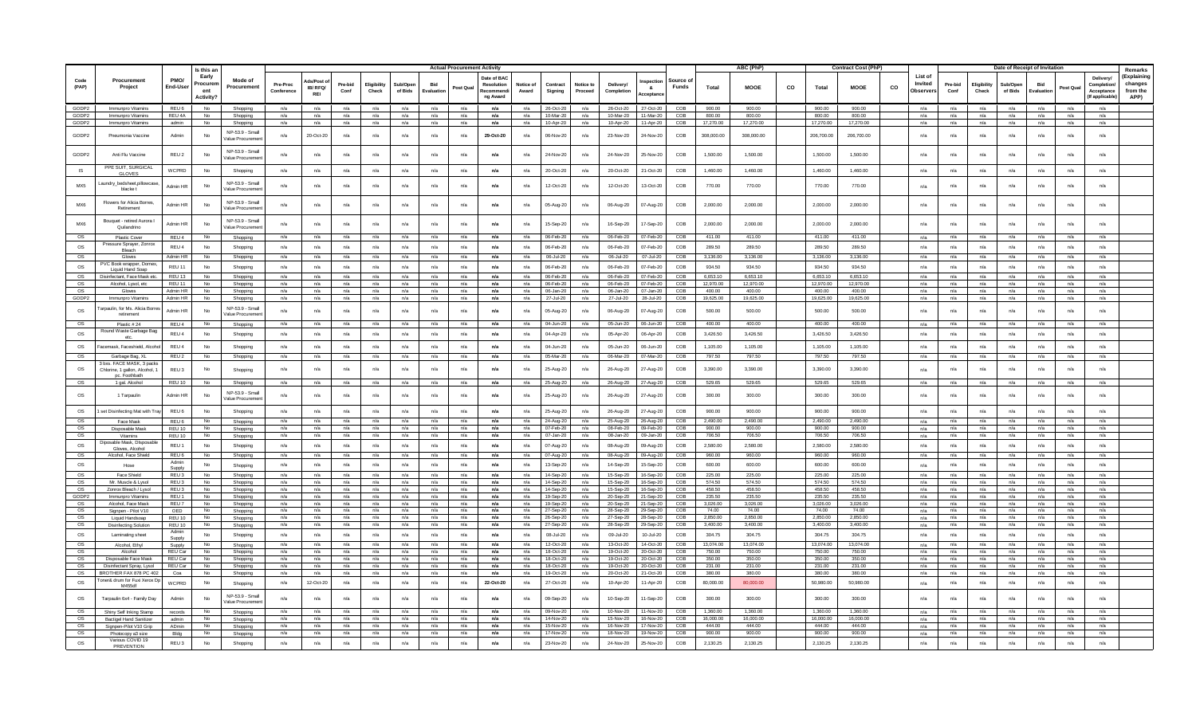| Code (PAP) | Procurement Project | PMO/ End-User | Is this an Early Procurement Activity? | Mode of Procurement | Actual Procurement Activity | | | | | | | | | | | | | Source of Funds | ABC (PhP) | | | Contract Cost (PhP) | | | List of Invited Observers | Date of Receipt of Invitation | | | | | | Remarks (Explaining changes from the APP) |
|---|---|---|---|---|---|---|---|---|---|---|---|---|---|---|---|---|---|---|---|---|---|---|---|---|---|---|---|---|---|---|---|---|
| | | | | | Pre-Proc Conference | Ads/Post of IB/ RFQ/ REI | Pre-bid Conf | Eligibility Check | Sub/Open of Bids | Bid Evaluation | Post Qual | Date of BAC Resolution Recommending Award | Notice of Award | Contract Signing | Notice to Proceed | Delivery/ Completion | Inspection & Acceptance | | Total | MOOE | CO | Total | MOOE | CO | | Pre-bid Conf | Eligibility Check | Sub/Open of Bids | Bid Evaluation | Post Qual | Delivery/ Completion/ Acceptance (If applicable) | |
| GODP2 | Immunpro Vitamins | REU 6 | No | Shopping | n/a | n/a | n/a | n/a | n/a | n/a | n/a | n/a | n/a | 26-Oct-20 | n/a | 26-Oct-20 | 27-Oct-20 | COB | 900.00 | 900.00 | | 900.00 | 900.00 | | n/a | n/a | n/a | n/a | n/a | n/a | n/a | |
| GODP2 | Immunpro Vitamins | REU 4A | No | Shopping | n/a | n/a | n/a | n/a | n/a | n/a | n/a | n/a | n/a | 10-Mar-20 | n/a | 10-Mar-20 | 11-Mar-20 | COB | 800.00 | 800.00 | | 800.00 | 800.00 | | n/a | n/a | n/a | n/a | n/a | n/a | n/a | |
| GODP2 | Immunpro Vitamins | admin | No | Shopping | n/a | n/a | n/a | n/a | n/a | n/a | n/a | n/a | n/a | 10-Apr-20 | n/a | 10-Apr-20 | 11-Apr-20 | COB | 17,270.00 | 17,270.00 | | 17,270.00 | 17,270.00 | | n/a | n/a | n/a | n/a | n/a | n/a | n/a | |
| GODP2 | Pneumonia Vaccine | Admin | No | NP-53.9 - Small Value Procurement | n/a | 20-Oct-20 | n/a | n/a | n/a | n/a | n/a | 29-Oct-20 | n/a | 06-Nov-20 | n/a | 23-Nov-20 | 24-Nov-20 | COB | 308,000.00 | 308,000.00 | | 206,700.00 | 206,700.00 | | n/a | n/a | n/a | n/a | n/a | n/a | n/a | |
| GODP2 | Anti Flu Vaccine | REU 2 | No | NP-53.9 - Small Value Procurement | n/a | n/a | n/a | n/a | n/a | n/a | n/a | n/a | n/a | 24-Nov-20 | n/a | 24-Nov-20 | 25-Nov-20 | COB | 1,500.00 | 1,500.00 | | 1,500.00 | 1,500.00 | | n/a | n/a | n/a | n/a | n/a | n/a | n/a | |
| IS | PPE SUIT, SURGICAL GLOVES | WCPRD | No | Shopping | n/a | n/a | n/a | n/a | n/a | n/a | n/a | n/a | n/a | 20-Oct-20 | n/a | 20-Oct-20 | 21-Oct-20 | COB | 1,460.00 | 1,460.00 | | 1,460.00 | 1,460.00 | | n/a | n/a | n/a | n/a | n/a | n/a | n/a | |
| MX5 | Laundry_bedsheet,pillowcase, blacke t | Admin HR | No | NP-53.9 - Small Value Procurement | n/a | n/a | n/a | n/a | n/a | n/a | n/a | n/a | n/a | 12-Oct-20 | n/a | 12-Oct-20 | 13-Oct-20 | COB | 770.00 | 770.00 | | 770.00 | 770.00 | | n/a | n/a | n/a | n/a | n/a | n/a | n/a | |
| MX6 | Flowers for Alicia Borres, Retirement | Admin HR | No | NP-53.9 - Small Value Procurement | n/a | n/a | n/a | n/a | n/a | n/a | n/a | n/a | n/a | 05-Aug-20 | n/a | 06-Aug-20 | 07-Aug-20 | COB | 2,000.00 | 2,000.00 | | 2,000.00 | 2,000.00 | | n/a | n/a | n/a | n/a | n/a | n/a | n/a | |
| MX6 | Bouquet - retired Aurora I Quilandino | Admin HR | No | NP-53.9 - Small Value Procurement | n/a | n/a | n/a | n/a | n/a | n/a | n/a | n/a | n/a | 15-Sep-20 | n/a | 16-Sep-20 | 17-Sep-20 | COB | 2,000.00 | 2,000.00 | | 2,000.00 | 2,000.00 | | n/a | n/a | n/a | n/a | n/a | n/a | n/a | |
| OS | Plastic Cover | REU 4 | No | Shopping | n/a | n/a | n/a | n/a | n/a | n/a | n/a | n/a | n/a | 06-Feb-20 | n/a | 06-Feb-20 | 07-Feb-20 | COB | 411.00 | 411.00 | | 411.00 | 411.00 | | n/a | n/a | n/a | n/a | n/a | n/a | n/a | |
| OS | Pressure Sprayer, Zonrox Bleach | REU 4 | No | Shopping | n/a | n/a | n/a | n/a | n/a | n/a | n/a | n/a | n/a | 06-Feb-20 | n/a | 06-Feb-20 | 07-Feb-20 | COB | 289.50 | 289.50 | | 289.50 | 289.50 | | n/a | n/a | n/a | n/a | n/a | n/a | n/a | |
| OS | Gloves | Admin HR | No | Shopping | n/a | n/a | n/a | n/a | n/a | n/a | n/a | n/a | n/a | 06-Jul-20 | n/a | 06-Jul-20 | 07-Jul-20 | COB | 3,136.00 | 3,136.00 | | 3,136.00 | 3,136.00 | | n/a | n/a | n/a | n/a | n/a | n/a | n/a | |
| OS | PVC Book wrapper, Domex, Liquid Hand Soap | REU 11 | No | Shopping | n/a | n/a | n/a | n/a | n/a | n/a | n/a | n/a | n/a | 06-Feb-20 | n/a | 06-Feb-20 | 07-Feb-20 | COB | 934.50 | 934.50 | | 934.50 | 934.50 | | n/a | n/a | n/a | n/a | n/a | n/a | n/a | |
| OS | Disinfectant, Face Mask etc. | REU 13 | No | Shopping | n/a | n/a | n/a | n/a | n/a | n/a | n/a | n/a | n/a | 06-Feb-20 | n/a | 06-Feb-20 | 07-Feb-20 | COB | 6,653.10 | 6,653.10 | | 6,653.10 | 6,653.10 | | n/a | n/a | n/a | n/a | n/a | n/a | n/a | |
| OS | Alcohol, Lysol, etc | REU 11 | No | Shopping | n/a | n/a | n/a | n/a | n/a | n/a | n/a | n/a | n/a | 06-Feb-20 | n/a | 06-Feb-20 | 07-Feb-20 | COB | 12,970.00 | 12,970.00 | | 12,970.00 | 12,970.00 | | n/a | n/a | n/a | n/a | n/a | n/a | n/a | |
| OS | Gloves | Admin HR | No | Shopping | n/a | n/a | n/a | n/a | n/a | n/a | n/a | n/a | n/a | 06-Jan-20 | n/a | 06-Jan-20 | 07-Jan-20 | COB | 400.00 | 400.00 | | 400.00 | 400.00 | | n/a | n/a | n/a | n/a | n/a | n/a | n/a | |
| GODP2 | Immunpro Vitamins | Admin HR | No | Shopping | n/a | n/a | n/a | n/a | n/a | n/a | n/a | n/a | n/a | 27-Jul-20 | n/a | 27-Jul-20 | 28-Jul-20 | COB | 19,625.00 | 19,625.00 | | 19,625.00 | 19,625.00 | | n/a | n/a | n/a | n/a | n/a | n/a | n/a | |
| OS | Tarpaulin, for Ms. Alicia Borres retirement | Admin HR | No | NP-53.9 - Small Value Procurement | n/a | n/a | n/a | n/a | n/a | n/a | n/a | n/a | n/a | 05-Aug-20 | n/a | 06-Aug-20 | 07-Aug-20 | COB | 500.00 | 500.00 | | 500.00 | 500.00 | | n/a | n/a | n/a | n/a | n/a | n/a | n/a | |
| OS | Plastic # 24 | REU 4 | No | Shopping | n/a | n/a | n/a | n/a | n/a | n/a | n/a | n/a | n/a | 04-Jun-20 | n/a | 05-Jun-20 | 06-Jun-20 | COB | 400.00 | 400.00 | | 400.00 | 400.00 | | n/a | n/a | n/a | n/a | n/a | n/a | n/a | |
| OS | Round Waste Garbage Bag etc. | REU 4 | No | Shopping | n/a | n/a | n/a | n/a | n/a | n/a | n/a | n/a | n/a | 04-Apr-20 | n/a | 05-Apr-20 | 06-Apr-20 | COB | 3,426.50 | 3,426.50 | | 3,426.50 | 3,426.50 | | n/a | n/a | n/a | n/a | n/a | n/a | n/a | |
| OS | Facemask, Faceshield, Alcohol | REU 4 | No | Shopping | n/a | n/a | n/a | n/a | n/a | n/a | n/a | n/a | n/a | 04-Jun-20 | n/a | 05-Jun-20 | 06-Jun-20 | COB | 1,105.00 | 1,105.00 | | 1,105.00 | 1,105.00 | | n/a | n/a | n/a | n/a | n/a | n/a | n/a | |
| OS | Garbage Bag, XL | REU 2 | No | Shopping | n/a | n/a | n/a | n/a | n/a | n/a | n/a | n/a | n/a | 05-Mar-20 | n/a | 06-Mar-20 | 07-Mar-20 | COB | 797.50 | 797.50 | | 797.50 | 797.50 | | n/a | n/a | n/a | n/a | n/a | n/a | n/a | |
| OS | 3 bxs. FACE MASK, 3 packs Chlorine, 1 gallon, Alcohol, 1 pc. Footbath | REU 3 | No | Shopping | n/a | n/a | n/a | n/a | n/a | n/a | n/a | n/a | n/a | 25-Aug-20 | n/a | 26-Aug-20 | 27-Aug-20 | COB | 3,390.00 | 3,390.00 | | 3,390.00 | 3,390.00 | | n/a | n/a | n/a | n/a | n/a | n/a | n/a | |
| OS | 1 gal. Alcohol | REU 10 | No | Shopping | n/a | n/a | n/a | n/a | n/a | n/a | n/a | n/a | n/a | 25-Aug-20 | n/a | 26-Aug-20 | 27-Aug-20 | COB | 529.65 | 529.65 | | 529.65 | 529.65 | | n/a | n/a | n/a | n/a | n/a | n/a | n/a | |
| OS | 1 Tarpaulin | Admin HR | No | NP-53.9 - Small Value Procurement | n/a | n/a | n/a | n/a | n/a | n/a | n/a | n/a | n/a | 25-Aug-20 | n/a | 26-Aug-20 | 27-Aug-20 | COB | 300.00 | 300.00 | | 300.00 | 300.00 | | n/a | n/a | n/a | n/a | n/a | n/a | n/a | |
| OS | 1 set Disinfecting Mat with Tray | REU 6 | No | Shopping | n/a | n/a | n/a | n/a | n/a | n/a | n/a | n/a | n/a | 25-Aug-20 | n/a | 26-Aug-20 | 27-Aug-20 | COB | 900.00 | 900.00 | | 900.00 | 900.00 | | n/a | n/a | n/a | n/a | n/a | n/a | n/a | |
| OS | Face Mask | REU 6 | No | Shopping | n/a | n/a | n/a | n/a | n/a | n/a | n/a | n/a | n/a | 24-Aug-20 | n/a | 25-Aug-20 | 26-Aug-20 | COB | 2,490.00 | 2,490.00 | | 2,490.00 | 2,490.00 | | n/a | n/a | n/a | n/a | n/a | n/a | n/a | |
| OS | Disposable Mask | REU 10 | No | Shopping | n/a | n/a | n/a | n/a | n/a | n/a | n/a | n/a | n/a | 07-Feb-20 | n/a | 08-Feb-20 | 09-Feb-20 | COB | 900.00 | 900.00 | | 900.00 | 900.00 | | n/a | n/a | n/a | n/a | n/a | n/a | n/a | |
| OS | Vitamins | REU 10 | No | Shopping | n/a | n/a | n/a | n/a | n/a | n/a | n/a | n/a | n/a | 07-Jan-20 | n/a | 08-Jan-20 | 09-Jan-20 | COB | 706.50 | 706.50 | | 706.50 | 706.50 | | n/a | n/a | n/a | n/a | n/a | n/a | n/a | |
| OS | Diposable Mask, Disposable Gloves, Alcohol | REU 1 | No | Shopping | n/a | n/a | n/a | n/a | n/a | n/a | n/a | n/a | n/a | 07-Aug-20 | n/a | 08-Aug-20 | 09-Aug-20 | COB | 2,580.00 | 2,580.00 | | 2,580.00 | 2,580.00 | | n/a | n/a | n/a | n/a | n/a | n/a | n/a | |
| OS | Alcohol, Face Shield | REU 6 | No | Shopping | n/a | n/a | n/a | n/a | n/a | n/a | n/a | n/a | n/a | 07-Aug-20 | n/a | 08-Aug-20 | 09-Aug-20 | COB | 960.00 | 960.00 | | 960.00 | 960.00 | | n/a | n/a | n/a | n/a | n/a | n/a | n/a | |
| OS | Hose | Admin Supply | No | Shopping | n/a | n/a | n/a | n/a | n/a | n/a | n/a | n/a | n/a | 13-Sep-20 | n/a | 14-Sep-20 | 15-Sep-20 | COB | 600.00 | 600.00 | | 600.00 | 600.00 | | n/a | n/a | n/a | n/a | n/a | n/a | n/a | |
| OS | Face Shield | REU 3 | No | Shopping | n/a | n/a | n/a | n/a | n/a | n/a | n/a | n/a | n/a | 14-Sep-20 | n/a | 15-Sep-20 | 16-Sep-20 | COB | 225.00 | 225.00 | | 225.00 | 225.00 | | n/a | n/a | n/a | n/a | n/a | n/a | n/a | |
| OS | Mr. Muscle & Lysol | REU 3 | No | Shopping | n/a | n/a | n/a | n/a | n/a | n/a | n/a | n/a | n/a | 14-Sep-20 | n/a | 15-Sep-20 | 16-Sep-20 | COB | 574.50 | 574.50 | | 574.50 | 574.50 | | n/a | n/a | n/a | n/a | n/a | n/a | n/a | |
| OS | Zonrox Bleach / Lysol | REU 3 | No | Shopping | n/a | n/a | n/a | n/a | n/a | n/a | n/a | n/a | n/a | 14-Sep-20 | n/a | 15-Sep-20 | 16-Sep-20 | COB | 458.50 | 458.50 | | 458.50 | 458.50 | | n/a | n/a | n/a | n/a | n/a | n/a | n/a | |
| GODP2 | Immunpro Vitamins | REU 1 | No | Shopping | n/a | n/a | n/a | n/a | n/a | n/a | n/a | n/a | n/a | 19-Sep-20 | n/a | 20-Sep-20 | 21-Sep-20 | COB | 235.50 | 235.50 | | 235.50 | 235.50 | | n/a | n/a | n/a | n/a | n/a | n/a | n/a | |
| OS | Alcohol, Face Mask | REU 7 | No | Shopping | n/a | n/a | n/a | n/a | n/a | n/a | n/a | n/a | n/a | 19-Sep-20 | n/a | 20-Sep-20 | 21-Sep-20 | COB | 3,026.00 | 3,026.00 | | 3,026.00 | 3,026.00 | | n/a | n/a | n/a | n/a | n/a | n/a | n/a | |
| OS | Signpen - Pilot V10 | OED | No | Shopping | n/a | n/a | n/a | n/a | n/a | n/a | n/a | n/a | n/a | 27-Sep-20 | n/a | 28-Sep-20 | 29-Sep-20 | COB | 74.00 | 74.00 | | 74.00 | 74.00 | | n/a | n/a | n/a | n/a | n/a | n/a | n/a | |
| OS | Liquid Handsoap | REU 10 | No | Shopping | n/a | n/a | n/a | n/a | n/a | n/a | n/a | n/a | n/a | 26-Sep-20 | n/a | 27-Sep-20 | 28-Sep-20 | COB | 2,850.00 | 2,850.00 | | 2,850.00 | 2,850.00 | | n/a | n/a | n/a | n/a | n/a | n/a | n/a | |
| OS | Disinfecting Solution | REU 10 | No | Shopping | n/a | n/a | n/a | n/a | n/a | n/a | n/a | n/a | n/a | 27-Sep-20 | n/a | 28-Sep-20 | 29-Sep-20 | COB | 3,400.00 | 3,400.00 | | 3,400.00 | 3,400.00 | | n/a | n/a | n/a | n/a | n/a | n/a | n/a | |
| OS | Laminating sheet | Admin Supply | No | Shopping | n/a | n/a | n/a | n/a | n/a | n/a | n/a | n/a | n/a | 08-Jul-20 | n/a | 09-Jul-20 | 10-Jul-20 | COB | 304.75 | 304.75 | | 304.75 | 304.75 | | n/a | n/a | n/a | n/a | n/a | n/a | n/a | |
| OS | Alcohol, Ethyl | Supply | No | Shopping | n/a | n/a | n/a | n/a | n/a | n/a | n/a | n/a | n/a | 12-Oct-20 | n/a | 13-Oct-20 | 14-Oct-20 | COB | 13,074.00 | 13,074.00 | | 13,074.00 | 13,074.00 | | n/a | n/a | n/a | n/a | n/a | n/a | n/a | |
| OS | Alcohol | REU Car | No | Shopping | n/a | n/a | n/a | n/a | n/a | n/a | n/a | n/a | n/a | 18-Oct-20 | n/a | 19-Oct-20 | 20-Oct-20 | COB | 750.00 | 750.00 | | 750.00 | 750.00 | | n/a | n/a | n/a | n/a | n/a | n/a | n/a | |
| OS | Disposable Face Mask | REU Car | No | Shopping | n/a | n/a | n/a | n/a | n/a | n/a | n/a | n/a | n/a | 18-Oct-20 | n/a | 19-Oct-20 | 20-Oct-20 | COB | 350.00 | 350.00 | | 350.00 | 350.00 | | n/a | n/a | n/a | n/a | n/a | n/a | n/a | |
| OS | Disinfectant Spray, Lysol | REU Car | No | Shopping | n/a | n/a | n/a | n/a | n/a | n/a | n/a | n/a | n/a | 18-Oct-20 | n/a | 19-Oct-20 | 20-Oct-20 | COB | 231.00 | 231.00 | | 231.00 | 231.00 | | n/a | n/a | n/a | n/a | n/a | n/a | n/a | |
| OS | BROTHER FAX 878 PC 402 | Coa | No | Shopping | n/a | n/a | n/a | n/a | n/a | n/a | n/a | n/a | n/a | 19-Oct-20 | n/a | 20-Oct-20 | 21-Oct-20 | COB | 380.00 | 380.00 | | 380.00 | 380.00 | | n/a | n/a | n/a | n/a | n/a | n/a | n/a | |
| OS | Toner& drum for Fuei Xerox Dp M455df | WCPRD | No | Shopping | n/a | 12-Oct-20 | n/a | n/a | n/a | n/a | n/a | 22-Oct-20 | n/a | 27-Oct-20 | n/a | 10-Apr-20 | 11-Apr-20 | COB | 80,000.00 | 80,000.00 | | 50,980.00 | 50,980.00 | | n/a | n/a | n/a | n/a | n/a | n/a | n/a | |
| OS | Tarpaulin 6x4 - Family Day | Admin | No | NP-53.9 - Small Value Procurement | n/a | n/a | n/a | n/a | n/a | n/a | n/a | n/a | n/a | 09-Sep-20 | n/a | 10-Sep-20 | 11-Sep-20 | COB | 300.00 | 300.00 | | 300.00 | 300.00 | | n/a | n/a | n/a | n/a | n/a | n/a | n/a | |
| OS | Shiny Self Inking Stamp | records | No | Shopping | n/a | n/a | n/a | n/a | n/a | n/a | n/a | n/a | n/a | 09-Nov-20 | n/a | 10-Nov-20 | 11-Nov-20 | COB | 1,360.00 | 1,360.00 | | 1,360.00 | 1,360.00 | | n/a | n/a | n/a | n/a | n/a | n/a | n/a | |
| OS | Bactigel Hand Sanitizer | admin | No | Shopping | n/a | n/a | n/a | n/a | n/a | n/a | n/a | n/a | n/a | 14-Nov-20 | n/a | 15-Nov-20 | 16-Nov-20 | COB | 16,000.00 | 16,000.00 | | 16,000.00 | 16,000.00 | | n/a | n/a | n/a | n/a | n/a | n/a | n/a | |
| OS | Signpen-Pilot V10 Grip | ADmin | No | Shopping | n/a | n/a | n/a | n/a | n/a | n/a | n/a | n/a | n/a | 15-Nov-20 | n/a | 16-Nov-20 | 17-Nov-20 | COB | 444.00 | 444.00 | | 444.00 | 444.00 | | n/a | n/a | n/a | n/a | n/a | n/a | n/a | |
| OS | Photocopy a3 size | Bldg | No | Shopping | n/a | n/a | n/a | n/a | n/a | n/a | n/a | n/a | n/a | 17-Nov-20 | n/a | 18-Nov-20 | 19-Nov-20 | COB | 900.00 | 900.00 | | 900.00 | 900.00 | | n/a | n/a | n/a | n/a | n/a | n/a | n/a | |
| OS | Various COVID 19 PREVENTION | REU 3 | No | Shopping | n/a | n/a | n/a | n/a | n/a | n/a | n/a | n/a | n/a | 23-Nov-20 | n/a | 24-Nov-20 | 25-Nov-20 | COB | 2,130.25 | 2,130.25 | | 2,130.25 | 2,130.25 | | n/a | n/a | n/a | n/a | n/a | n/a | n/a | |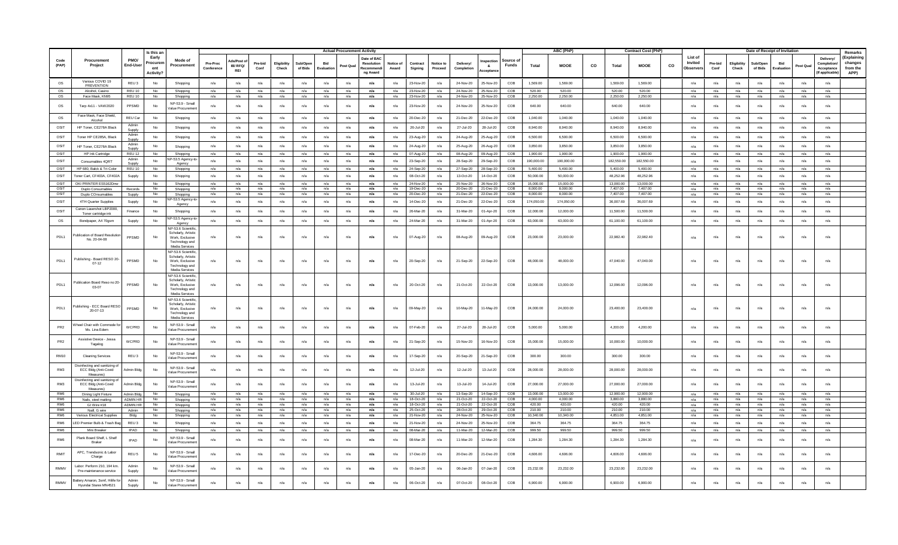| Code (PAP) | Procurement Project | PMO/ End-User | Is this an Early Procurement Activity? | Mode of Procurement | Actual Procurement Activity | | | | | | | | | | | | | | Source of Funds | ABC (PhP) | | | Contract Cost (PhP) | | | List of Invited Observers | Date of Receipt of Invitation | | | | | | Remarks (Explaining changes from the APP) |
|---|---|---|---|---|---|---|---|---|---|---|---|---|---|---|---|---|---|---|---|---|---|---|---|---|---|---|---|---|---|---|---|---|---|
| | | | | | Pre-Proc Conference | Ads/Post of IB/ RFQ/ REI | Pre-bid Conf | Eligibility Check | Sub/Open of Bids | Bid Evaluation | Post Qual | Date of BAC Resolution Recommending Award | Notice of Award | Contract Signing | Notice to Proceed | Delivery/ Completion | Inspection & Acceptance | | Total | MOOE | CO | Total | MOOE | CO | | Pre-bid Conf | Eligibility Check | Sub/Open of Bids | Bid Evaluation | Post Qual | Delivery/ Completion/ Acceptance (If applicable) | |
| OS | Various COVID 19 PREVENTION | REU 3 | No | Shopping | n/a | n/a | n/a | n/a | n/a | n/a | n/a | n/a | n/a | 23-Nov-20 | n/a | 24-Nov-20 | 25-Nov-20 | COB | 1,569.00 | 1,569.00 | | 1,569.00 | 1,569.00 | | n/a | n/a | n/a | n/a | n/a | n/a | n/a | |
| OS | Alcohol, Casino | REU 10 | No | Shopping | n/a | n/a | n/a | n/a | n/a | n/a | n/a | n/a | n/a | 23-Nov-20 | n/a | 24-Nov-20 | 25-Nov-20 | COB | 520.00 | 520.00 | | 520.00 | 520.00 | | n/a | n/a | n/a | n/a | n/a | n/a | n/a | |
| OS | Face Mask, KN95 | REU 10 | No | Shopping | n/a | n/a | n/a | n/a | n/a | n/a | n/a | n/a | n/a | 23-Nov-20 | n/a | 24-Nov-20 | 25-Nov-20 | COB | 2,250.00 | 2,250.00 | | 2,250.00 | 2,250.00 | | n/a | n/a | n/a | n/a | n/a | n/a | n/a | |
| OS | Tarp 4x11 - VAW2020 | PPSMD | No | NP-53.9 - Small Value Procurement | n/a | n/a | n/a | n/a | n/a | n/a | n/a | n/a | n/a | 23-Nov-20 | n/a | 24-Nov-20 | 25-Nov-20 | COB | 640.00 | 640.00 | | 640.00 | 640.00 | | n/a | n/a | n/a | n/a | n/a | n/a | n/a | |
| OS | Face Mask, Face Shield, Alcohol | REU Car | No | Shopping | n/a | n/a | n/a | n/a | n/a | n/a | n/a | n/a | n/a | 20-Dec-20 | n/a | 21-Dec-20 | 22-Dec-20 | COB | 1,040.00 | 1,040.00 | | 1,040.00 | 1,040.00 | | n/a | n/a | n/a | n/a | n/a | n/a | n/a | |
| OSIT | HP Toner, CE278A Black | Admin Supply | No | Shopping | n/a | n/a | n/a | n/a | n/a | n/a | n/a | n/a | n/a | 26-Jul-20 | n/a | 27-Jul-20 | 28-Jul-20 | COB | 8,940.00 | 8,940.00 | | 8,940.00 | 8,940.00 | | n/a | n/a | n/a | n/a | n/a | n/a | n/a | |
| OSIT | Toner HP CE285A, Black | Admin Supply | No | Shopping | n/a | n/a | n/a | n/a | n/a | n/a | n/a | n/a | n/a | 23-Aug-20 | n/a | 24-Aug-20 | 25-Aug-20 | COB | 6,500.00 | 6,500.00 | | 6,500.00 | 6,500.00 | | n/a | n/a | n/a | n/a | n/a | n/a | n/a | |
| OSIT | HP Toner, CE278A Black | Admin Supply | No | Shopping | n/a | n/a | n/a | n/a | n/a | n/a | n/a | n/a | n/a | 24-Aug-20 | n/a | 25-Aug-20 | 26-Aug-20 | COB | 3,850.00 | 3,850.00 | | 3,850.00 | 3,850.00 | | n/a | n/a | n/a | n/a | n/a | n/a | n/a | |
| OSIT | HP Ink Cartridge | REU 12 | No | Shopping | n/a | n/a | n/a | n/a | n/a | n/a | n/a | n/a | n/a | 07-Aug-20 | n/a | 08-Aug-20 | 09-Aug-20 | COB | 1,900.00 | 1,900.00 | | 1,900.00 | 1,900.00 | | n/a | n/a | n/a | n/a | n/a | n/a | n/a | |
| OSIT | Consumables 4QRT | Admin Supply | No | NP-53.5 Agency-to-Agency | n/a | n/a | n/a | n/a | n/a | n/a | n/a | n/a | n/a | 23-Sep-20 | n/a | 28-Sep-20 | 29-Sep-20 | COB | 190,000.00 | 190,000.00 | | 182,550.00 | 182,550.00 | | n/a | n/a | n/a | n/a | n/a | n/a | n/a | |
| OSIT | HP 680, Balck & Tri-Color | REU 10 | No | Shopping | n/a | n/a | n/a | n/a | n/a | n/a | n/a | n/a | n/a | 24-Sep-20 | n/a | 27-Sep-20 | 28-Sep-20 | COB | 5,400.00 | 5,400.00 | | 5,400.00 | 5,400.00 | | n/a | n/a | n/a | n/a | n/a | n/a | n/a | |
| OSIT | Toner Cart, CF403A, CF402A | Supply | No | Shopping | n/a | n/a | n/a | n/a | n/a | n/a | n/a | n/a | n/a | 08-Oct-20 | n/a | 13-Oct-20 | 14-Oct-20 | COB | 50,000.00 | 50,000.00 | | 48,252.96 | 48,252.96 | | n/a | n/a | n/a | n/a | n/a | n/a | n/a | |
| OSIT | OKI PRINTER ES5162Dnw | | No | Shopping | n/a | n/a | n/a | n/a | n/a | n/a | n/a | n/a | n/a | 24-Nov-20 | n/a | 25-Nov-20 | 26-Nov-20 | COB | 15,000.00 | 15,000.00 | | 13,000.00 | 13,000.00 | | n/a | n/a | n/a | n/a | n/a | n/a | n/a | |
| OSIT | Duplo Consumables | Records | No | Shopping | n/a | n/a | n/a | n/a | n/a | n/a | n/a | n/a | n/a | 19-Dec-20 | n/a | 20-Dec-20 | 21-Dec-20 | COB | 8,000.00 | 8,000.00 | | 7,407.00 | 7,407.00 | | n/a | n/a | n/a | n/a | n/a | n/a | n/a | |
| OSIT | Duplo COnsumables | Supply | No | Shopping | n/a | n/a | n/a | n/a | n/a | n/a | n/a | n/a | n/a | 20-Dec-20 | n/a | 21-Dec-20 | 22-Dec-20 | COB | 8,000.00 | 8,000.00 | | 7,407.00 | 7,407.00 | | n/a | n/a | n/a | n/a | n/a | n/a | n/a | |
| OSIT | 4TH Quarter Supplies | Supply | No | NP-53.5 Agency-to-Agency | n/a | n/a | n/a | n/a | n/a | n/a | n/a | n/a | n/a | 14-Dec-20 | n/a | 21-Dec-20 | 22-Dec-20 | COB | 174,050.00 | 174,050.00 | | 36,007.69 | 36,007.69 | | n/a | n/a | n/a | n/a | n/a | n/a | n/a | |
| OSIT | Canon Lasershot LBP2000 Toner cartridge ink | Finance | No | Shopping | n/a | n/a | n/a | n/a | n/a | n/a | n/a | n/a | n/a | 26-Mar-20 | n/a | 31-Mar-20 | 01-Apr-20 | COB | 12,000.00 | 12,000.00 | | 11,500.00 | 11,500.00 | | n/a | n/a | n/a | n/a | n/a | n/a | n/a | |
| OS | Bondpaper, A4 70gsm | Supply | No | NP-53.5 Agency-to-Agency | n/a | n/a | n/a | n/a | n/a | n/a | n/a | n/a | n/a | 24-Mar-20 | n/a | 31-Mar-20 | 01-Apr-20 | COB | 63,000.00 | 63,000.00 | | 61,100.00 | 61,100.00 | | n/a | n/a | n/a | n/a | n/a | n/a | n/a | |
| PDL1 | Publication of Board Resolution No. 20-04-08 | PPSMD | No | NP-53.6 Scientific, Scholarly, Artistic Work, Exclusive Technology and Media Services | n/a | n/a | n/a | n/a | n/a | n/a | n/a | n/a | n/a | 07-Aug-20 | n/a | 08-Aug-20 | 09-Aug-20 | COB | 23,000.00 | 23,000.00 | | 22,982.40 | 22,982.40 | | n/a | n/a | n/a | n/a | n/a | n/a | n/a | |
| PDL1 | Publishing - Board RESO 20-07-12 | PPSMD | No | NP-53.6 Scientific, Scholarly, Artistic Work, Exclusive Technology and Media Services | n/a | n/a | n/a | n/a | n/a | n/a | n/a | n/a | n/a | 20-Sep-20 | n/a | 21-Sep-20 | 22-Sep-20 | COB | 48,000.00 | 48,000.00 | | 47,040.00 | 47,040.00 | | n/a | n/a | n/a | n/a | n/a | n/a | n/a | |
| PDL1 | Publication Board Reso no 20-03-07 | PPSMD | No | NP-53.6 Scientific, Scholarly, Artistic Work, Exclusive Technology and Media Services | n/a | n/a | n/a | n/a | n/a | n/a | n/a | n/a | n/a | 20-Oct-20 | n/a | 21-Oct-20 | 22-Oct-20 | COB | 13,000.00 | 13,000.00 | | 12,096.00 | 12,096.00 | | n/a | n/a | n/a | n/a | n/a | n/a | n/a | |
| PDL1 | Publishing - ECC Board RESO 20-07-13 | PPSMD | No | NP-53.6 Scientific, Scholarly, Artistic Work, Exclusive Technology and Media Services | n/a | n/a | n/a | n/a | n/a | n/a | n/a | n/a | n/a | 09-May-20 | n/a | 10-May-20 | 11-May-20 | COB | 24,000.00 | 24,000.00 | | 23,400.00 | 23,400.00 | | n/a | n/a | n/a | n/a | n/a | n/a | n/a | |
| PR2 | Wheel Chair with Commode for Ms. Lina Edem | WCPRD | No | NP-53.9 - Small Value Procurement | n/a | n/a | n/a | n/a | n/a | n/a | n/a | n/a | n/a | 07-Feb-20 | n/a | 27-Jul-20 | 28-Jul-20 | COB | 5,000.00 | 5,000.00 | | 4,200.00 | 4,200.00 | | n/a | n/a | n/a | n/a | n/a | n/a | n/a | |
| PR2 | Assistive Device - Jessa Tagalog | WCPRD | No | NP-53.9 - Small Value Procurement | n/a | n/a | n/a | n/a | n/a | n/a | n/a | n/a | n/a | 21-Sep-20 | n/a | 15-Nov-20 | 16-Nov-20 | COB | 15,000.00 | 15,000.00 | | 10,000.00 | 10,000.00 | | n/a | n/a | n/a | n/a | n/a | n/a | n/a | |
| RM10 | Cleaning Services | REU 3 | No | NP-53.9 - Small Value Procurement | n/a | n/a | n/a | n/a | n/a | n/a | n/a | n/a | n/a | 17-Sep-20 | n/a | 20-Sep-20 | 21-Sep-20 | COB | 300.00 | 300.00 | | 300.00 | 300.00 | | n/a | n/a | n/a | n/a | n/a | n/a | n/a | |
| RM3 | Disinfecting and sanitizing of ECC Bldg (Anti-Covid Measures) | Admin Bldg. | No | NP-53.9 - Small Value Procurement | n/a | n/a | n/a | n/a | n/a | n/a | n/a | n/a | n/a | 12-Jul-20 | n/a | 12-Jul-20 | 13-Jul-20 | COB | 28,000.00 | 28,000.00 | | 28,000.00 | 28,000.00 | | n/a | n/a | n/a | n/a | n/a | n/a | n/a | |
| RM3 | Disinfecting and sanitizing of ECC Bldg (Anti-Covid Measures) | Admin Bldg | No | NP-53.9 - Small Value Procurement | n/a | n/a | n/a | n/a | n/a | n/a | n/a | n/a | n/a | 13-Jul-20 | n/a | 13-Jul-20 | 14-Jul-20 | COB | 27,000.00 | 27,000.00 | | 27,000.00 | 27,000.00 | | n/a | n/a | n/a | n/a | n/a | n/a | n/a | |
| RM6 | Dining Light Fixture | Admin Bldg. | No | Shopping | n/a | n/a | n/a | n/a | n/a | n/a | n/a | n/a | n/a | 30-Jul-20 | n/a | 13-Sep-20 | 14-Sep-20 | COB | 13,000.00 | 13,000.00 | | 12,900.00 | 12,900.00 | | n/a | n/a | n/a | n/a | n/a | n/a | n/a | |
| RM6 | Nails, steel matting | ADMIN HR | No | Shopping | n/a | n/a | n/a | n/a | n/a | n/a | n/a | n/a | n/a | 18-Oct-20 | n/a | 21-Oct-20 | 22-Oct-20 | COB | 4,000.00 | 4,000.00 | | 3,880.00 | 3,880.00 | | n/a | n/a | n/a | n/a | n/a | n/a | n/a | |
| RM6 | GI Wire #18 | ADMIN HR | No | Shopping | n/a | n/a | n/a | n/a | n/a | n/a | n/a | n/a | n/a | 18-Oct-20 | n/a | 21-Oct-20 | 22-Oct-20 | COB | 420.00 | 420.00 | | 420.00 | 420.00 | | n/a | n/a | n/a | n/a | n/a | n/a | n/a | |
| RM6 | Naill, G wire | Admin | No | Shopping | n/a | n/a | n/a | n/a | n/a | n/a | n/a | n/a | n/a | 25-Oct-20 | n/a | 28-Oct-20 | 29-Oct-20 | COB | 210.00 | 210.00 | | 210.00 | 210.00 | | n/a | n/a | n/a | n/a | n/a | n/a | n/a | |
| RM6 | Various Electrical Supplies | Bldg | No | Shopping | n/a | n/a | n/a | n/a | n/a | n/a | n/a | n/a | n/a | 21-Nov-20 | n/a | 24-Nov-20 | 25-Nov-20 | COB | 10,340.00 | 10,340.00 | | 4,851.00 | 4,851.00 | | n/a | n/a | n/a | n/a | n/a | n/a | n/a | |
| RM6 | LED Premier Bulb & Trash Bag | REU 3 | No | Shopping | n/a | n/a | n/a | n/a | n/a | n/a | n/a | n/a | n/a | 21-Nov-20 | n/a | 24-Nov-20 | 25-Nov-20 | COB | 364.75 | 364.75 | | 364.75 | 364.75 | | n/a | n/a | n/a | n/a | n/a | n/a | n/a | |
| RM6 | Mini Breaker | IPAD | No | Shopping | n/a | n/a | n/a | n/a | n/a | n/a | n/a | n/a | n/a | 08-Mar-20 | n/a | 11-Mar-20 | 12-Mar-20 | COB | 999.50 | 999.50 | | 999.50 | 999.50 | | n/a | n/a | n/a | n/a | n/a | n/a | n/a | |
| RM6 | Plank Board Shelf, L Shelf Braker | IPAD | No | NP-53.9 - Small Value Procurement | n/a | n/a | n/a | n/a | n/a | n/a | n/a | n/a | n/a | 08-Mar-20 | n/a | 11-Mar-20 | 12-Mar-20 | COB | 1,284.30 | 1,284.30 | | 1,284.30 | 1,284.30 | | n/a | n/a | n/a | n/a | n/a | n/a | n/a | |
| RMIT | APC, Trendsonic & Labor Charge | REU 5 | No | NP-53.9 - Small Value Procurement | n/a | n/a | n/a | n/a | n/a | n/a | n/a | n/a | n/a | 17-Dec-20 | n/a | 20-Dec-20 | 21-Dec-20 | COB | 4,606.00 | 4,606.00 | | 4,606.00 | 4,606.00 | | n/a | n/a | n/a | n/a | n/a | n/a | n/a | |
| RMMV | Labor: Perform 210, 194 km. Pre-maintenance service | Admin Supply | No | NP-53.9 - Small Value Procurement | n/a | n/a | n/a | n/a | n/a | n/a | n/a | n/a | n/a | 05-Jan-20 | n/a | 06-Jan-20 | 07-Jan-20 | COB | 23,232.00 | 23,232.00 | | 23,232.00 | 23,232.00 | | n/a | n/a | n/a | n/a | n/a | n/a | n/a | |
| RMMV | Battery Amaron, 3smf, Htlfe for Hyundai Starex MN4521 | Admin Supply | No | NP-53.9 - Small Value Procurement | n/a | n/a | n/a | n/a | n/a | n/a | n/a | n/a | n/a | 06-Oct-20 | n/a | 07-Oct-20 | 08-Oct-20 | COB | 6,900.00 | 6,900.00 | | 6,900.00 | 6,900.00 | | n/a | n/a | n/a | n/a | n/a | n/a | n/a | |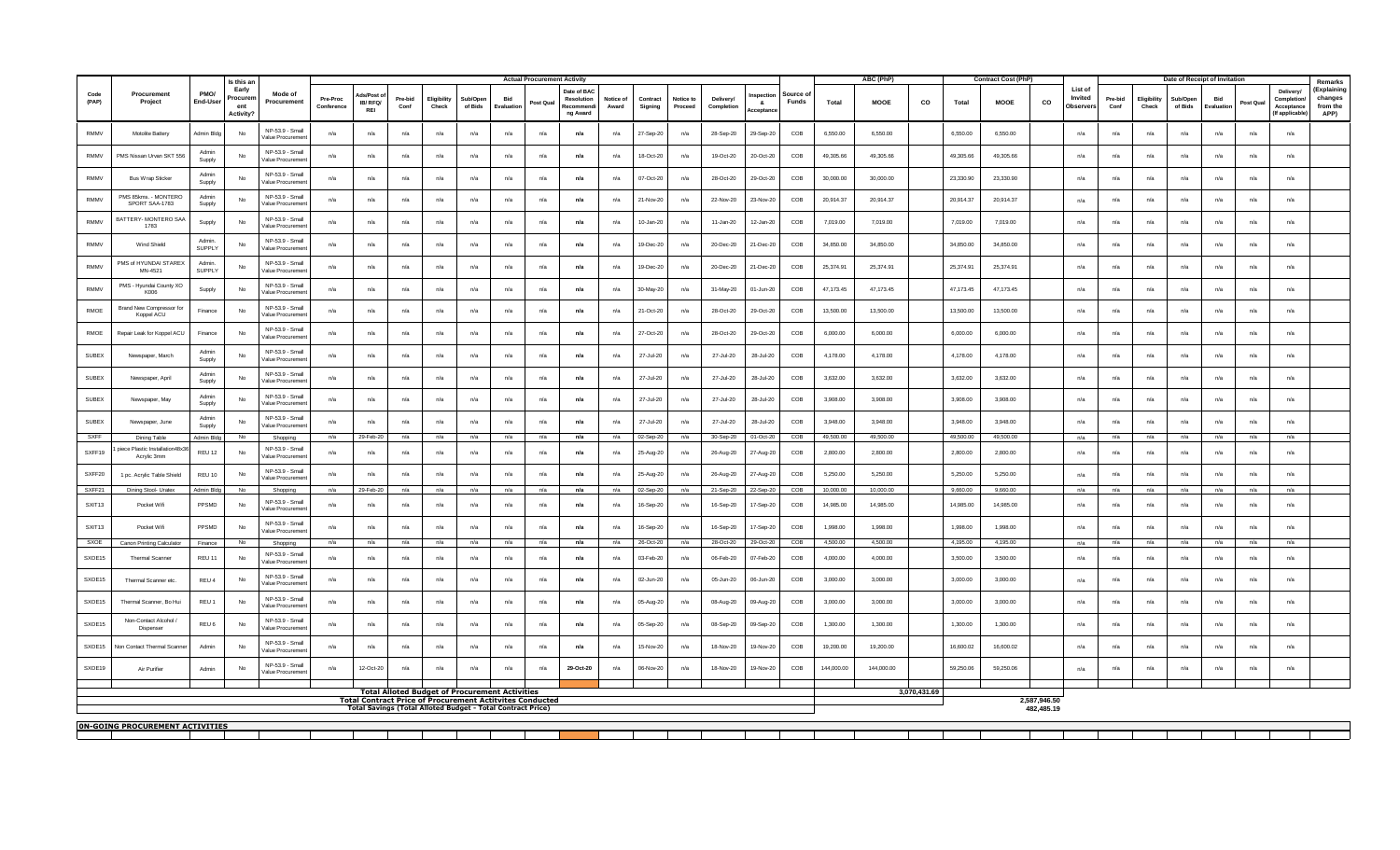| Code (PAP) | Procurement Project | PMO/ End-User | Is this an Early Procurement Activity? | Mode of Procurement | Actual Procurement Activity | | | | | | | | | | | | | | Source of Funds | ABC (PhP) | | | Contract Cost (PhP) | | | List of Invited Observers | Date of Receipt of Invitation | | | | | | | Remarks (Explaining changes from the APP) |
|---|---|---|---|---|---|---|---|---|---|---|---|---|---|---|---|---|---|---|---|---|---|---|---|---|---|---|---|---|---|---|---|---|---|---|
| | | | | | Pre-Proc Conference | Ads/Post of IB/ RFQ/ REI | Pre-bid Conf | Eligibility Check | Sub/Open of Bids | Bid Evaluation | Post Qual | Date of BAC Resolution Recommending Award | Notice of Award | Contract Signing | Notice to Proceed | Delivery/ Completion | Inspection & Acceptance | | Total | MOOE | CO | Total | MOOE | CO | | Pre-bid Conf | Eligibility Check | Sub/Open of Bids | Bid Evaluation | Post Qual | Delivery/ Completion/ Acceptance (If applicable) | |
| RMMV | Motolite Battery | Admin Bldg | No | NP-53.9 - Small Value Procurement | n/a | n/a | n/a | n/a | n/a | n/a | n/a | n/a | n/a | 27-Sep-20 | n/a | 28-Sep-20 | 29-Sep-20 | COB | 6,550.00 | 6,550.00 | | 6,550.00 | 6,550.00 | | n/a | n/a | n/a | n/a | n/a | n/a | n/a | |
| RMMV | PMS Nissan Urvan SKT 556 | Admin Supply | No | NP-53.9 - Small Value Procurement | n/a | n/a | n/a | n/a | n/a | n/a | n/a | n/a | n/a | 18-Oct-20 | n/a | 19-Oct-20 | 20-Oct-20 | COB | 49,305.66 | 49,305.66 | | 49,305.66 | 49,305.66 | | n/a | n/a | n/a | n/a | n/a | n/a | n/a | |
| RMMV | Bus Wrap Sticker | Admin Supply | No | NP-53.9 - Small Value Procurement | n/a | n/a | n/a | n/a | n/a | n/a | n/a | n/a | n/a | 07-Oct-20 | n/a | 28-Oct-20 | 29-Oct-20 | COB | 30,000.00 | 30,000.00 | | 23,330.90 | 23,330.90 | | n/a | n/a | n/a | n/a | n/a | n/a | n/a | |
| RMMV | PMS 85kms. - MONTERO SPORT SAA-1783 | Admin Supply | No | NP-53.9 - Small Value Procurement | n/a | n/a | n/a | n/a | n/a | n/a | n/a | n/a | n/a | 21-Nov-20 | n/a | 22-Nov-20 | 23-Nov-20 | COB | 20,914.37 | 20,914.37 | | 20,914.37 | 20,914.37 | | n/a | n/a | n/a | n/a | n/a | n/a | n/a | |
| RMMV | BATTERY- MONTERO SAA 1783 | Supply | No | NP-53.9 - Small Value Procurement | n/a | n/a | n/a | n/a | n/a | n/a | n/a | n/a | n/a | 10-Jan-20 | n/a | 11-Jan-20 | 12-Jan-20 | COB | 7,019.00 | 7,019.00 | | 7,019.00 | 7,019.00 | | n/a | n/a | n/a | n/a | n/a | n/a | n/a | |
| RMMV | Wind Shield | Admin. SUPPLY | No | NP-53.9 - Small Value Procurement | n/a | n/a | n/a | n/a | n/a | n/a | n/a | n/a | n/a | 19-Dec-20 | n/a | 20-Dec-20 | 21-Dec-20 | COB | 34,850.00 | 34,850.00 | | 34,850.00 | 34,850.00 | | n/a | n/a | n/a | n/a | n/a | n/a | n/a | |
| RMMV | PMS of HYUNDAI STAREX MN-4521 | Admin. SUPPLY | No | NP-53.9 - Small Value Procurement | n/a | n/a | n/a | n/a | n/a | n/a | n/a | n/a | n/a | 19-Dec-20 | n/a | 20-Dec-20 | 21-Dec-20 | COB | 25,374.91 | 25,374.91 | | 25,374.91 | 25,374.91 | | n/a | n/a | n/a | n/a | n/a | n/a | n/a | |
| RMMV | PMS - Hyundai County XO K006 | Supply | No | NP-53.9 - Small Value Procurement | n/a | n/a | n/a | n/a | n/a | n/a | n/a | n/a | n/a | 30-May-20 | n/a | 31-May-20 | 01-Jun-20 | COB | 47,173.45 | 47,173.45 | | 47,173.45 | 47,173.45 | | n/a | n/a | n/a | n/a | n/a | n/a | n/a | |
| RMOE | Brand New Compressor for Koppel ACU | Finance | No | NP-53.9 - Small Value Procurement | n/a | n/a | n/a | n/a | n/a | n/a | n/a | n/a | n/a | 21-Oct-20 | n/a | 28-Oct-20 | 29-Oct-20 | COB | 13,500.00 | 13,500.00 | | 13,500.00 | 13,500.00 | | n/a | n/a | n/a | n/a | n/a | n/a | n/a | |
| RMOE | Repair Leak for Koppel ACU | Finance | No | NP-53.9 - Small Value Procurement | n/a | n/a | n/a | n/a | n/a | n/a | n/a | n/a | n/a | 27-Oct-20 | n/a | 28-Oct-20 | 29-Oct-20 | COB | 6,000.00 | 6,000.00 | | 6,000.00 | 6,000.00 | | n/a | n/a | n/a | n/a | n/a | n/a | n/a | |
| SUBEX | Newspaper, March | Admin Supply | No | NP-53.9 - Small Value Procurement | n/a | n/a | n/a | n/a | n/a | n/a | n/a | n/a | n/a | 27-Jul-20 | n/a | 27-Jul-20 | 28-Jul-20 | COB | 4,178.00 | 4,178.00 | | 4,178.00 | 4,178.00 | | n/a | n/a | n/a | n/a | n/a | n/a | n/a | |
| SUBEX | Newspaper, April | Admin Supply | No | NP-53.9 - Small Value Procurement | n/a | n/a | n/a | n/a | n/a | n/a | n/a | n/a | n/a | 27-Jul-20 | n/a | 27-Jul-20 | 28-Jul-20 | COB | 3,632.00 | 3,632.00 | | 3,632.00 | 3,632.00 | | n/a | n/a | n/a | n/a | n/a | n/a | n/a | |
| SUBEX | Newspaper, May | Admin Supply | No | NP-53.9 - Small Value Procurement | n/a | n/a | n/a | n/a | n/a | n/a | n/a | n/a | n/a | 27-Jul-20 | n/a | 27-Jul-20 | 28-Jul-20 | COB | 3,908.00 | 3,908.00 | | 3,908.00 | 3,908.00 | | n/a | n/a | n/a | n/a | n/a | n/a | n/a | |
| SUBEX | Newspaper, June | Admin Supply | No | NP-53.9 - Small Value Procurement | n/a | n/a | n/a | n/a | n/a | n/a | n/a | n/a | n/a | 27-Jul-20 | n/a | 27-Jul-20 | 28-Jul-20 | COB | 3,948.00 | 3,948.00 | | 3,948.00 | 3,948.00 | | n/a | n/a | n/a | n/a | n/a | n/a | n/a | |
| SXFF | Dining Table | Admin Bldg | No | Shopping | n/a | 29-Feb-20 | n/a | n/a | n/a | n/a | n/a | n/a | n/a | 02-Sep-20 | n/a | 30-Sep-20 | 01-Oct-20 | COB | 49,500.00 | 49,500.00 | | 49,500.00 | 49,500.00 | | n/a | n/a | n/a | n/a | n/a | n/a | n/a | |
| SXFF19 | 1 piece Plastic Installation48x36 Acrylic 3mm | REU 12 | No | NP-53.9 - Small Value Procurement | n/a | n/a | n/a | n/a | n/a | n/a | n/a | n/a | n/a | 25-Aug-20 | n/a | 26-Aug-20 | 27-Aug-20 | COB | 2,800.00 | 2,800.00 | | 2,800.00 | 2,800.00 | | n/a | n/a | n/a | n/a | n/a | n/a | n/a | |
| SXFF20 | 1 pc. Acrylic Table Shield | REU 10 | No | NP-53.9 - Small Value Procurement | n/a | n/a | n/a | n/a | n/a | n/a | n/a | n/a | n/a | 25-Aug-20 | n/a | 26-Aug-20 | 27-Aug-20 | COB | 5,250.00 | 5,250.00 | | 5,250.00 | 5,250.00 | | n/a | n/a | n/a | n/a | n/a | n/a | n/a | |
| SXFF21 | Dining Stool- Uratex | Admin Bldg | No | Shopping | n/a | 29-Feb-20 | n/a | n/a | n/a | n/a | n/a | n/a | n/a | 02-Sep-20 | n/a | 21-Sep-20 | 22-Sep-20 | COB | 10,000.00 | 10,000.00 | | 9,660.00 | 9,660.00 | | n/a | n/a | n/a | n/a | n/a | n/a | n/a | |
| SXIT13 | Pocket Wifi | PPSMD | No | NP-53.9 - Small Value Procurement | n/a | n/a | n/a | n/a | n/a | n/a | n/a | n/a | n/a | 16-Sep-20 | n/a | 16-Sep-20 | 17-Sep-20 | COB | 14,985.00 | 14,985.00 | | 14,985.00 | 14,985.00 | | n/a | n/a | n/a | n/a | n/a | n/a | n/a | |
| SXIT13 | Pocket Wifi | PPSMD | No | NP-53.9 - Small Value Procurement | n/a | n/a | n/a | n/a | n/a | n/a | n/a | n/a | n/a | 16-Sep-20 | n/a | 16-Sep-20 | 17-Sep-20 | COB | 1,998.00 | 1,998.00 | | 1,998.00 | 1,998.00 | | n/a | n/a | n/a | n/a | n/a | n/a | n/a | |
| SXOE | Canon Printing Calculator | Finance | No | Shopping | n/a | n/a | n/a | n/a | n/a | n/a | n/a | n/a | n/a | 26-Oct-20 | n/a | 28-Oct-20 | 29-Oct-20 | COB | 4,500.00 | 4,500.00 | | 4,195.00 | 4,195.00 | | n/a | n/a | n/a | n/a | n/a | n/a | n/a | |
| SXOE15 | Thermal Scanner | REU 11 | No | NP-53.9 - Small Value Procurement | n/a | n/a | n/a | n/a | n/a | n/a | n/a | n/a | n/a | 03-Feb-20 | n/a | 06-Feb-20 | 07-Feb-20 | COB | 4,000.00 | 4,000.00 | | 3,500.00 | 3,500.00 | | n/a | n/a | n/a | n/a | n/a | n/a | n/a | |
| SXOE15 | Thermal Scanner etc. | REU 4 | No | NP-53.9 - Small Value Procurement | n/a | n/a | n/a | n/a | n/a | n/a | n/a | n/a | n/a | 02-Jun-20 | n/a | 05-Jun-20 | 06-Jun-20 | COB | 3,000.00 | 3,000.00 | | 3,000.00 | 3,000.00 | | n/a | n/a | n/a | n/a | n/a | n/a | n/a | |
| SXOE15 | Thermal Scanner, Bo Hui | REU 1 | No | NP-53.9 - Small Value Procurement | n/a | n/a | n/a | n/a | n/a | n/a | n/a | n/a | n/a | 05-Aug-20 | n/a | 08-Aug-20 | 09-Aug-20 | COB | 3,000.00 | 3,000.00 | | 3,000.00 | 3,000.00 | | n/a | n/a | n/a | n/a | n/a | n/a | n/a | |
| SXOE15 | Non-Contact Alcohol / Dispenser | REU 6 | No | NP-53.9 - Small Value Procurement | n/a | n/a | n/a | n/a | n/a | n/a | n/a | n/a | n/a | 05-Sep-20 | n/a | 08-Sep-20 | 09-Sep-20 | COB | 1,300.00 | 1,300.00 | | 1,300.00 | 1,300.00 | | n/a | n/a | n/a | n/a | n/a | n/a | n/a | |
| SXOE15 | Non Contact Thermal Scanner | Admin | No | NP-53.9 - Small Value Procurement | n/a | n/a | n/a | n/a | n/a | n/a | n/a | n/a | n/a | 15-Nov-20 | n/a | 18-Nov-20 | 19-Nov-20 | COB | 19,200.00 | 19,200.00 | | 16,600.02 | 16,600.02 | | n/a | n/a | n/a | n/a | n/a | n/a | n/a | |
| SXOE19 | Air Purifier | Admin | No | NP-53.9 - Small Value Procurement | n/a | 12-Oct-20 | n/a | n/a | n/a | n/a | n/a | 29-Oct-20 | n/a | 06-Nov-20 | n/a | 18-Nov-20 | 19-Nov-20 | COB | 144,000.00 | 144,000.00 | | 59,250.06 | 59,250.06 | | n/a | n/a | n/a | n/a | n/a | n/a | n/a | |
| | | | | | | | | | | | | | | | | | | | | | | | | | | | | | | | | | | |
| | | | | | | | **Total Alloted Budget of Procurement Activities** | | | | | | | | | | | | | | 3,070,431.69 | | | | | | | | | | | | | |
| | | | | | | | **Total Contract Price of Procurement Actitvites Conducted** | | | | | | | | | | | | | | | | | 2,587,946.50 | | | | | | | | | | |
| | | | | | | | **Total Savings (Total Alloted Budget - Total Contract Price)** | | | | | | | | | | | | | | | | | 482,485.19 | | | | | | | | | | |

**ON-GOING PROCUREMENT ACTIVITIES**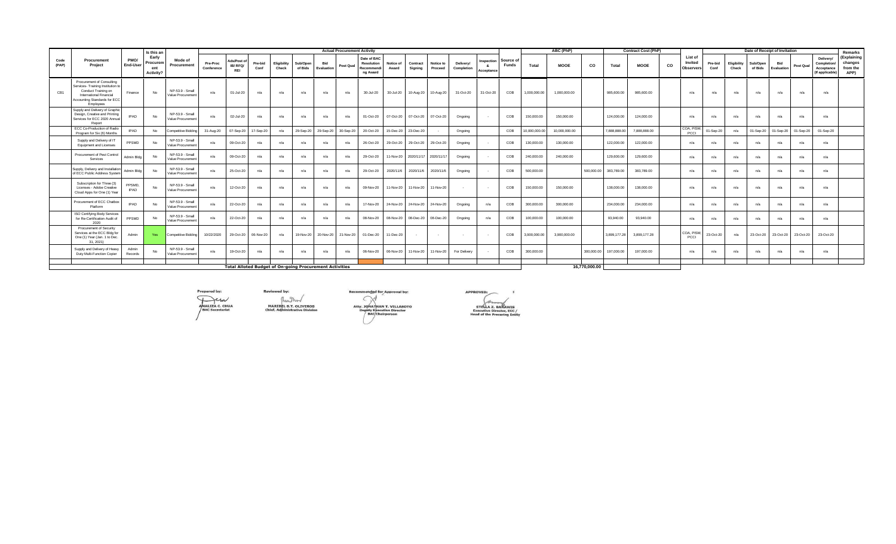| Code (PAP) | Procurement Project | PMO/ End-User | Is this an Early Procurement Activity? | Mode of Procurement | Actual Procurement Activity | | | | | | | | | | | | | | Source of Funds | ABC (PhP) | | | Contract Cost (PhP) | | | List of Invited Observers | Date of Receipt of Invitation | | | | | | | Remarks (Explaining changes from the APP) |
|---|---|---|---|---|---|---|---|---|---|---|---|---|---|---|---|---|---|---|---|---|---|---|---|---|---|---|---|---|---|---|---|---|---|---|
| | | | | | Pre-Proc Conference | Ads/Post of IB/ RFQ/ REI | Pre-bid Conf | Eligibility Check | Sub/Open of Bids | Bid Evaluation | Post Qual | Date of BAC Resolution Recommending Award | Notice of Award | Contract Signing | Notice to Proceed | Delivery/ Completion | Inspection & Acceptance | | Total | MOOE | CO | Total | MOOE | CO | | Pre-bid Conf | Eligibility Check | Sub/Open of Bids | Bid Evaluation | Post Qual | Delivery/ Completion/ Acceptance (If applicable) | |
| CB1 | Procurement of Consulting Services- Training Institution to Conduct Training on International Financial Accounting Standards for ECC Employees | Finance | No | NP-53.9 - Small Value Procurement | n/a | 01-Jul-20 | n/a | n/a | n/a | n/a | n/a | 30-Jul-20 | 30-Jul-20 | 10-Aug-20 | 10-Aug-20 | 31-Oct-20 | 31-Oct-20 | COB | 1,000,000.00 | 1,000,000.00 | | 985,600.00 | 985,600.00 | | n/a | n/a | n/a | n/a | n/a | n/a | n/a | |
| | Supply and Delivery of Graphic Design, Creative and Printing Services for ECC 2020 Annual Report | IPAD | No | NP-53.9 - Small Value Procurement | n/a | 02-Jul-20 | n/a | n/a | n/a | n/a | n/a | 01-Oct-20 | 07-Oct-20 | 07-Oct-20 | 07-Oct-20 | Ongoing | - | COB | 150,000.00 | 150,000.00 | | 124,000.00 | 124,000.00 | | n/a | n/a | n/a | n/a | n/a | n/a | n/a | |
| | ECC Co-Production of Radio Program for Six (6) Months | IPAD | No | Competitive Bidding | 31-Aug-20 | 07-Sep-20 | 17-Sep-20 | n/a | 29-Sep-20 | 29-Sep-20 | 30-Sep-20 | 20-Oct-20 | 15-Dec-20 | 23-Dec-20 | - | Ongoing | | COB | 10,000,000.00 | 10,000,000.00 | | 7,888,888.00 | 7,888,888.00 | | COA, PISM, PCCI | 01-Sep-20 | n/a | 01-Sep-20 | 01-Sep-20 | 01-Sep-20 | 01-Sep-20 | |
| | Supply and Delivery of IT Equipment and Licenses | PPSMD | No | NP-53.9 - Small Value Procurement | n/a | 09-Oct-20 | n/a | n/a | n/a | n/a | n/a | 26-Oct-20 | 29-Oct-20 | 29-Oct-20 | 29-Oct-20 | Ongoing | - | COB | 130,000.00 | 130,000.00 | | 122,000.00 | 122,000.00 | | n/a | n/a | n/a | n/a | n/a | n/a | n/a | |
| | Procurement of Pest Control Services | Admin Bldg | No | NP-53.9 - Small Value Procurement | n/a | 09-Oct-20 | n/a | n/a | n/a | n/a | n/a | 29-Oct-20 | 11-Nov-20 | 2020/11/17 | 2020/11/17 | Ongoing | - | COB | 240,000.00 | 240,000.00 | | 129,600.00 | 129,600.00 | | n/a | n/a | n/a | n/a | n/a | n/a | n/a | |
| | Supply, Delivery and Installation of ECC Public Address System | Admin Bldg | No | NP-53.9 - Small Value Procurement | n/a | 25-Oct-20 | n/a | n/a | n/a | n/a | n/a | 29-Oct-20 | 2020/11/6 | 2020/11/6 | 2020/11/6 | Ongoing | - | COB | 500,000.00 | | 500,000.00 | 383,789.00 | 383,789.00 | | n/a | n/a | n/a | n/a | n/a | n/a | n/a | |
| | Subscription for Three (3) Licenses - Adobe Creative Cloud Apps for One (1) Year | PPSMD, IPAD | No | NP-53.9 - Small Value Procurement | n/a | 12-Oct-20 | n/a | n/a | n/a | n/a | n/a | 09-Nov-20 | 11-Nov-20 | 11-Nov-20 | 11-Nov-20 | - | - | COB | 150,000.00 | 150,000.00 | | 138,000.00 | 138,000.00 | | n/a | n/a | n/a | n/a | n/a | n/a | n/a | |
| | Procurement of ECC Chatbox Platform | IPAD | No | NP-53.9 - Small Value Procurement | n/a | 22-Oct-20 | n/a | n/a | n/a | n/a | n/a | 17-Nov-20 | 24-Nov-20 | 24-Nov-20 | 24-Nov-20 | Ongoing | n/a | COB | 300,000.00 | 300,000.00 | | 234,000.00 | 234,000.00 | | n/a | n/a | n/a | n/a | n/a | n/a | n/a | |
| | ISO Certifying Body Services for Re-Certification Audit of 2020 | PPSMD | No | NP-53.9 - Small Value Procurement | n/a | 22-Oct-20 | n/a | n/a | n/a | n/a | n/a | 08-Nov-20 | 08-Nov-20 | 08-Dec-20 | 08-Dec-20 | Ongoing | n/a | COB | 100,000.00 | 100,000.00 | | 93,940.00 | 93,940.00 | | n/a | n/a | n/a | n/a | n/a | n/a | n/a | |
| | Procurement of Security Services at the ECC Bldg for One (1) Year (Jan. 1 to Dec. 31, 2021) | Admin | Yes | Competitive Bidding | 10/22/2020 | 29-Oct-20 | 06-Nov-20 | n/a | 19-Nov-20 | 20-Nov-20 | 21-Nov-20 | 01-Dec-20 | 11-Dec-20 | - | - | - | - | COB | 3,900,000.00 | 3,900,000.00 | | 3,899,177.28 | 3,899,177.28 | | COA, PISM, PCCI | 23-Oct-20 | n/a | 23-Oct-20 | 23-Oct-20 | 23-Oct-20 | 23-Oct-20 | |
| | Supply and Delivery of Heavy Duty Multi-Function Copier | Admin Records | No | NP-53.9 - Small Value Procurement | n/a | 19-Oct-20 | n/a | n/a | n/a | n/a | n/a | 06-Nov-20 | 06-Nov-20 | 11-Nov-20 | 11-Nov-20 | For Delivery | - | COB | 300,000.00 | | 300,000.00 | 197,000.00 | 197,000.00 | | n/a | n/a | n/a | n/a | n/a | n/a | n/a | |
| | Total Alloted Budget of On-going Procurement Activities | | | | | | | | | | | | | | | | | | | | 16,770,000.00 | | | | | | | | | | | |

Prepared by:

ANALIZA C. CHUA
BAC Secretariat

Reviewed by:

MARIBEL S.T. OLIVEROS
Chief, Administrative Division

Recommended for Approval by:

Atty. JONATHAN T. VILLASOTO
Deputy Executive Director
BAC Chairperson

APPROVED:

STELLA Z. BANAWIS
Executive Director, ECC /
Head of the Procuring Entity